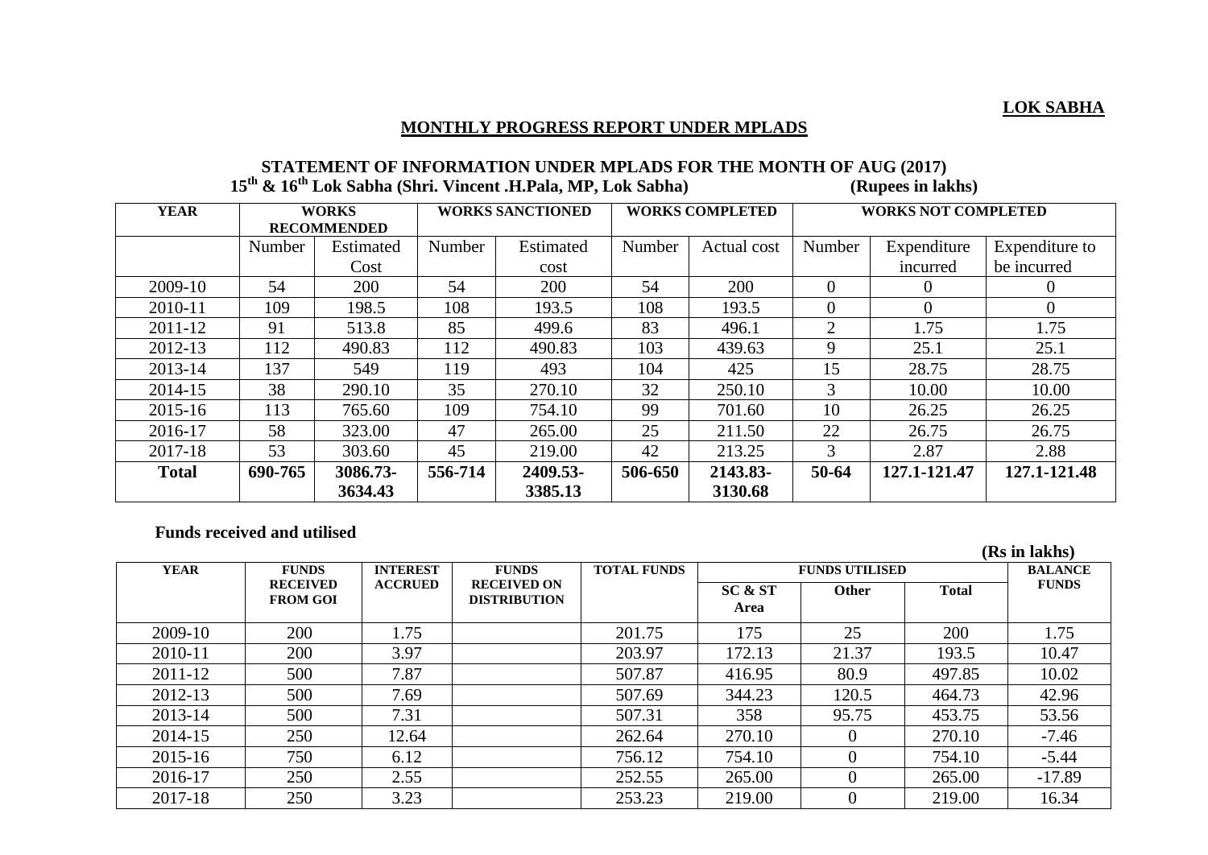**LOK SABHA**

## MONTHLY PROGRESS REPORT UNDER MPLADS

### STATEMENT OF INFORMATION UNDER MPLADS FOR THE MONTH OF AUG (2017)

**15th & 16th Lok Sabha (Shri. Vincent .H.Pala, MP, Lok Sabha)** **(Rupees in lakhs)**

| YEAR | WORKS RECOMMENDED | | WORKS SANCTIONED | | WORKS COMPLETED | | WORKS NOT COMPLETED | | |
|---|---|---|---|---|---|---|---|---|---|
| | Number | Estimated Cost | Number | Estimated cost | Number | Actual cost | Number | Expenditure incurred | Expenditure to be incurred |
| 2009-10 | 54 | 200 | 54 | 200 | 54 | 200 | 0 | 0 | 0 |
| 2010-11 | 109 | 198.5 | 108 | 193.5 | 108 | 193.5 | 0 | 0 | 0 |
| 2011-12 | 91 | 513.8 | 85 | 499.6 | 83 | 496.1 | 2 | 1.75 | 1.75 |
| 2012-13 | 112 | 490.83 | 112 | 490.83 | 103 | 439.63 | 9 | 25.1 | 25.1 |
| 2013-14 | 137 | 549 | 119 | 493 | 104 | 425 | 15 | 28.75 | 28.75 |
| 2014-15 | 38 | 290.10 | 35 | 270.10 | 32 | 250.10 | 3 | 10.00 | 10.00 |
| 2015-16 | 113 | 765.60 | 109 | 754.10 | 99 | 701.60 | 10 | 26.25 | 26.25 |
| 2016-17 | 58 | 323.00 | 47 | 265.00 | 25 | 211.50 | 22 | 26.75 | 26.75 |
| 2017-18 | 53 | 303.60 | 45 | 219.00 | 42 | 213.25 | 3 | 2.87 | 2.88 |
| **Total** | **690-765** | **3086.73-3634.43** | **556-714** | **2409.53-3385.13** | **506-650** | **2143.83-3130.68** | **50-64** | **127.1-121.47** | **127.1-121.48** |

**Funds received and utilised**

**(Rs in lakhs)**

| YEAR | FUNDS RECEIVED FROM GOI | INTEREST ACCRUED | FUNDS RECEIVED ON DISTRIBUTION | TOTAL FUNDS | FUNDS UTILISED | | | BALANCE FUNDS |
|---|---|---|---|---|---|---|---|---|
| | | | | | SC & ST Area | Other | Total | |
| 2009-10 | 200 | 1.75 | | 201.75 | 175 | 25 | 200 | 1.75 |
| 2010-11 | 200 | 3.97 | | 203.97 | 172.13 | 21.37 | 193.5 | 10.47 |
| 2011-12 | 500 | 7.87 | | 507.87 | 416.95 | 80.9 | 497.85 | 10.02 |
| 2012-13 | 500 | 7.69 | | 507.69 | 344.23 | 120.5 | 464.73 | 42.96 |
| 2013-14 | 500 | 7.31 | | 507.31 | 358 | 95.75 | 453.75 | 53.56 |
| 2014-15 | 250 | 12.64 | | 262.64 | 270.10 | 0 | 270.10 | -7.46 |
| 2015-16 | 750 | 6.12 | | 756.12 | 754.10 | 0 | 754.10 | -5.44 |
| 2016-17 | 250 | 2.55 | | 252.55 | 265.00 | 0 | 265.00 | -17.89 |
| 2017-18 | 250 | 3.23 | | 253.23 | 219.00 | 0 | 219.00 | 16.34 |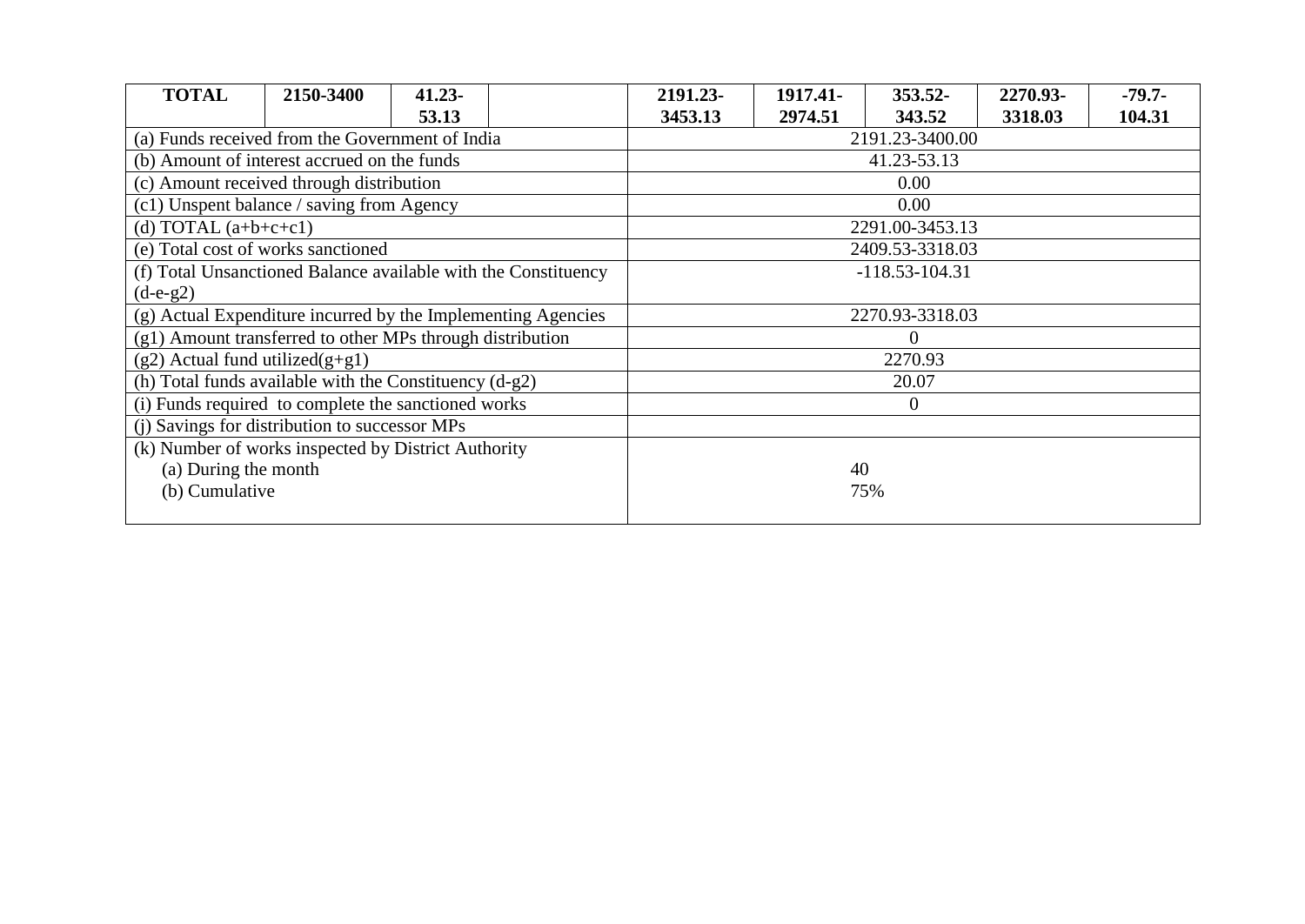| | | | | | | | | |
|---|---|---|---|---|---|---|---|---|
| **TOTAL** | **2150-3400** | **41.23-53.13** | | **2191.23-3453.13** | **1917.41-2974.51** | **353.52-343.52** | **2270.93-3318.03** | **-79.7-104.31** |
| (a) Funds received from the Government of India | | | | 2191.23-3400.00 | | | | |
| (b) Amount of interest accrued on the funds | | | | 41.23-53.13 | | | | |
| (c) Amount received through distribution | | | | 0.00 | | | | |
| (c1) Unspent balance / saving from Agency | | | | 0.00 | | | | |
| (d) TOTAL (a+b+c+c1) | | | | 2291.00-3453.13 | | | | |
| (e) Total cost of works sanctioned | | | | 2409.53-3318.03 | | | | |
| (f) Total Unsanctioned Balance available with the Constituency (d-e-g2) | | | | -118.53-104.31 | | | | |
| (g) Actual Expenditure incurred by the Implementing Agencies | | | | 2270.93-3318.03 | | | | |
| (g1) Amount transferred to other MPs through distribution | | | | 0 | | | | |
| (g2) Actual fund utilized(g+g1) | | | | 2270.93 | | | | |
| (h) Total funds available with the Constituency (d-g2) | | | | 20.07 | | | | |
| (i) Funds required to complete the sanctioned works | | | | 0 | | | | |
| (j) Savings for distribution to successor MPs | | | | | | | | |
| (k) Number of works inspected by District Authority<br>(a) During the month<br>(b) Cumulative | | | | <br>40<br>75% | | | | |